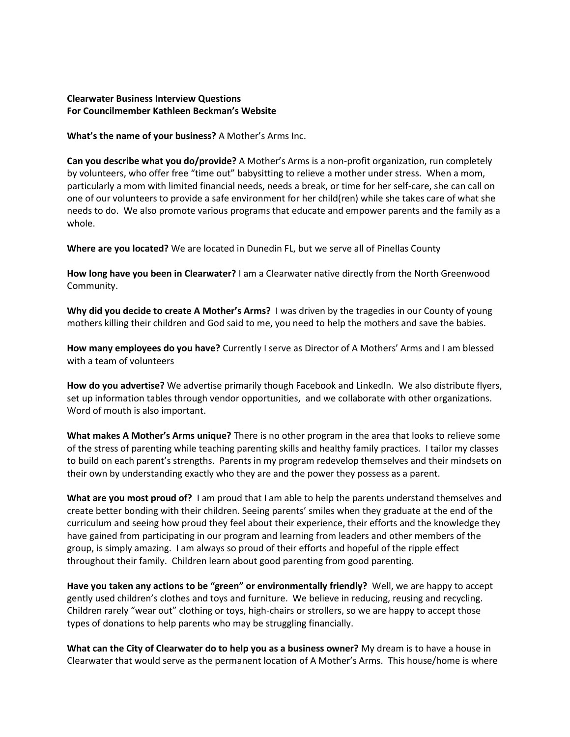**Clearwater Business Interview Questions**
**For Councilmember Kathleen Beckman's Website**

**What's the name of your business?** A Mother's Arms Inc.

**Can you describe what you do/provide?** A Mother's Arms is a non-profit organization, run completely by volunteers, who offer free "time out" babysitting to relieve a mother under stress. When a mom, particularly a mom with limited financial needs, needs a break, or time for her self-care, she can call on one of our volunteers to provide a safe environment for her child(ren) while she takes care of what she needs to do. We also promote various programs that educate and empower parents and the family as a whole.

**Where are you located?** We are located in Dunedin FL, but we serve all of Pinellas County

**How long have you been in Clearwater?** I am a Clearwater native directly from the North Greenwood Community.

**Why did you decide to create A Mother's Arms?** I was driven by the tragedies in our County of young mothers killing their children and God said to me, you need to help the mothers and save the babies.

**How many employees do you have?** Currently I serve as Director of A Mothers' Arms and I am blessed with a team of volunteers

**How do you advertise?** We advertise primarily though Facebook and LinkedIn. We also distribute flyers, set up information tables through vendor opportunities, and we collaborate with other organizations. Word of mouth is also important.

**What makes A Mother's Arms unique?** There is no other program in the area that looks to relieve some of the stress of parenting while teaching parenting skills and healthy family practices. I tailor my classes to build on each parent's strengths. Parents in my program redevelop themselves and their mindsets on their own by understanding exactly who they are and the power they possess as a parent.

**What are you most proud of?** I am proud that I am able to help the parents understand themselves and create better bonding with their children. Seeing parents' smiles when they graduate at the end of the curriculum and seeing how proud they feel about their experience, their efforts and the knowledge they have gained from participating in our program and learning from leaders and other members of the group, is simply amazing. I am always so proud of their efforts and hopeful of the ripple effect throughout their family. Children learn about good parenting from good parenting.

**Have you taken any actions to be "green" or environmentally friendly?** Well, we are happy to accept gently used children's clothes and toys and furniture. We believe in reducing, reusing and recycling. Children rarely "wear out" clothing or toys, high-chairs or strollers, so we are happy to accept those types of donations to help parents who may be struggling financially.

**What can the City of Clearwater do to help you as a business owner?** My dream is to have a house in Clearwater that would serve as the permanent location of A Mother's Arms. This house/home is where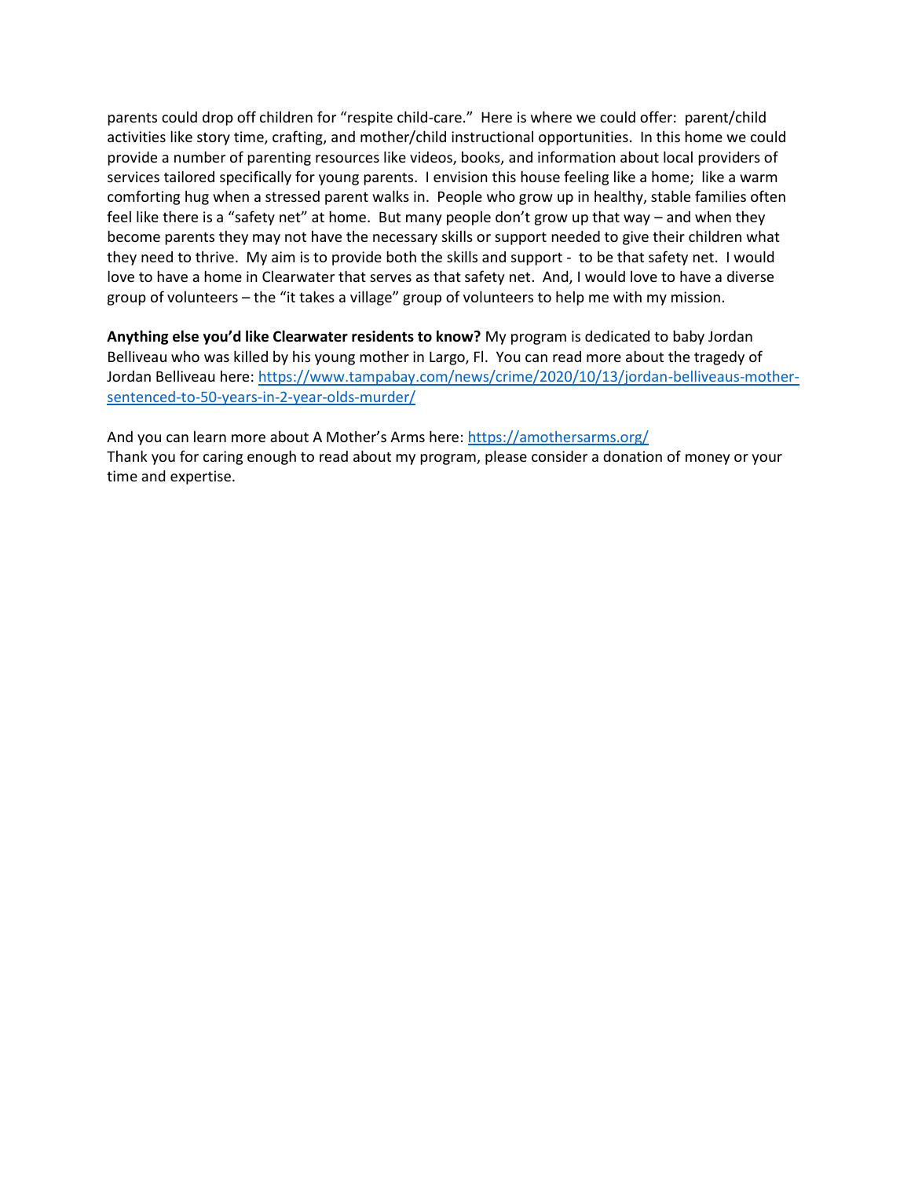parents could drop off children for "respite child-care." Here is where we could offer: parent/child activities like story time, crafting, and mother/child instructional opportunities. In this home we could provide a number of parenting resources like videos, books, and information about local providers of services tailored specifically for young parents. I envision this house feeling like a home; like a warm comforting hug when a stressed parent walks in. People who grow up in healthy, stable families often feel like there is a "safety net" at home. But many people don't grow up that way – and when they become parents they may not have the necessary skills or support needed to give their children what they need to thrive. My aim is to provide both the skills and support - to be that safety net. I would love to have a home in Clearwater that serves as that safety net. And, I would love to have a diverse group of volunteers – the "it takes a village" group of volunteers to help me with my mission.

**Anything else you'd like Clearwater residents to know?** My program is dedicated to baby Jordan Belliveau who was killed by his young mother in Largo, Fl. You can read more about the tragedy of Jordan Belliveau here: [https://www.tampabay.com/news/crime/2020/10/13/jordan-belliveaus-mother-sentenced-to-50-years-in-2-year-olds-murder/](https://www.tampabay.com/news/crime/2020/10/13/jordan-belliveaus-mother-sentenced-to-50-years-in-2-year-olds-murder/)

And you can learn more about A Mother's Arms here: [https://amothersarms.org/](https://amothersarms.org/)
Thank you for caring enough to read about my program, please consider a donation of money or your time and expertise.